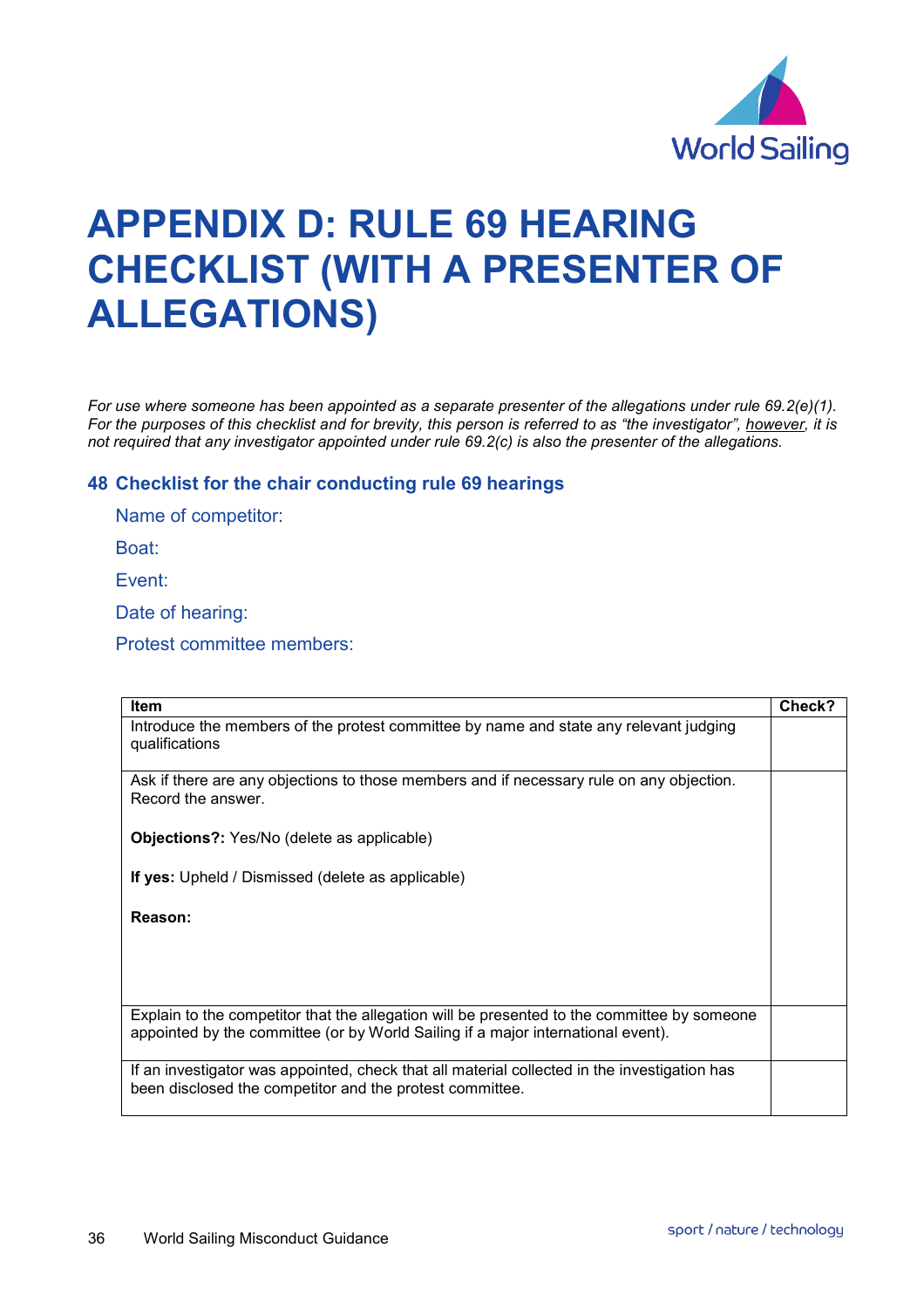# APPENDIX D: RULE 69 HEARING CHECKLIST (WITH A PRESENTER OF ALLEGATIONS)

*For use where someone has been appointed as a separate presenter of the allegations under rule 69.2(e)(1). For the purposes of this checklist and for brevity, this person is referred to as "the investigator", however, it is not required that any investigator appointed under rule 69.2(c) is also the presenter of the allegations.*

## 48 Checklist for the chair conducting rule 69 hearings

Name of competitor:

Boat:

Event:

Date of hearing:

Protest committee members:

| Item | Check? |
| --- | --- |
| Introduce the members of the protest committee by name and state any relevant judging qualifications | |
| Ask if there are any objections to those members and if necessary rule on any objection. Record the answer.<br><br>**Objections?:** Yes/No (delete as applicable)<br><br>**If yes:** Upheld / Dismissed (delete as applicable)<br><br>**Reason:** | |
| Explain to the competitor that the allegation will be presented to the committee by someone appointed by the committee (or by World Sailing if a major international event). | |
| If an investigator was appointed, check that all material collected in the investigation has been disclosed the competitor and the protest committee. | |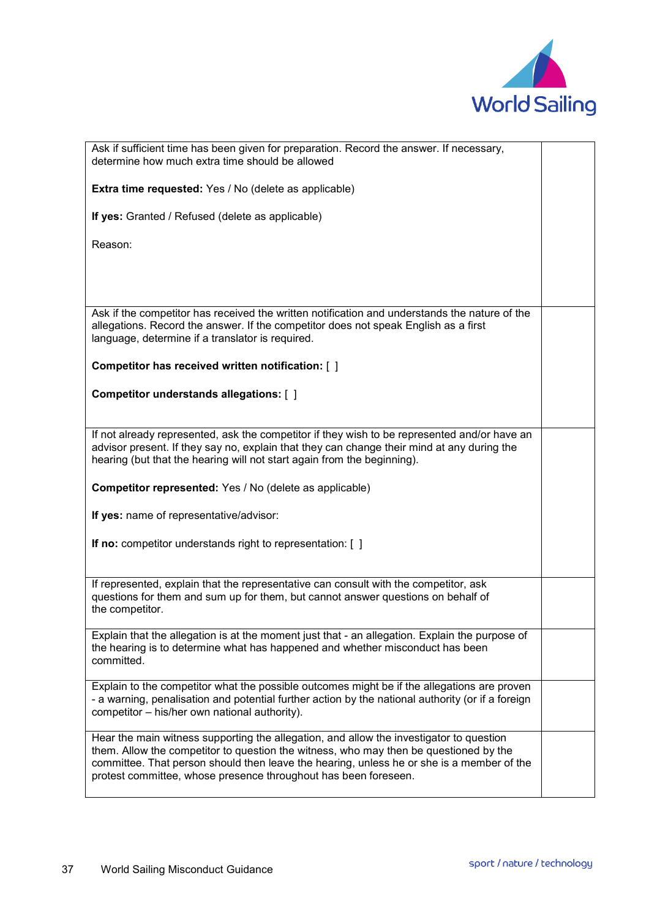| | |
|---|---|
| Ask if sufficient time has been given for preparation. Record the answer. If necessary, determine how much extra time should be allowed<br><br>**Extra time requested:** Yes / No (delete as applicable)<br><br>**If yes:** Granted / Refused (delete as applicable)<br><br>Reason: | |
| Ask if the competitor has received the written notification and understands the nature of the allegations. Record the answer. If the competitor does not speak English as a first language, determine if a translator is required.<br><br>**Competitor has received written notification:** [ ]<br><br>**Competitor understands allegations:** [ ] | |
| If not already represented, ask the competitor if they wish to be represented and/or have an advisor present. If they say no, explain that they can change their mind at any during the hearing (but that the hearing will not start again from the beginning).<br><br>**Competitor represented:** Yes / No (delete as applicable)<br><br>**If yes:** name of representative/advisor:<br><br>**If no:** competitor understands right to representation: [ ] | |
| If represented, explain that the representative can consult with the competitor, ask questions for them and sum up for them, but cannot answer questions on behalf of the competitor. | |
| Explain that the allegation is at the moment just that - an allegation. Explain the purpose of the hearing is to determine what has happened and whether misconduct has been committed. | |
| Explain to the competitor what the possible outcomes might be if the allegations are proven - a warning, penalisation and potential further action by the national authority (or if a foreign competitor – his/her own national authority). | |
| Hear the main witness supporting the allegation, and allow the investigator to question them. Allow the competitor to question the witness, who may then be questioned by the committee. That person should then leave the hearing, unless he or she is a member of the protest committee, whose presence throughout has been foreseen. | |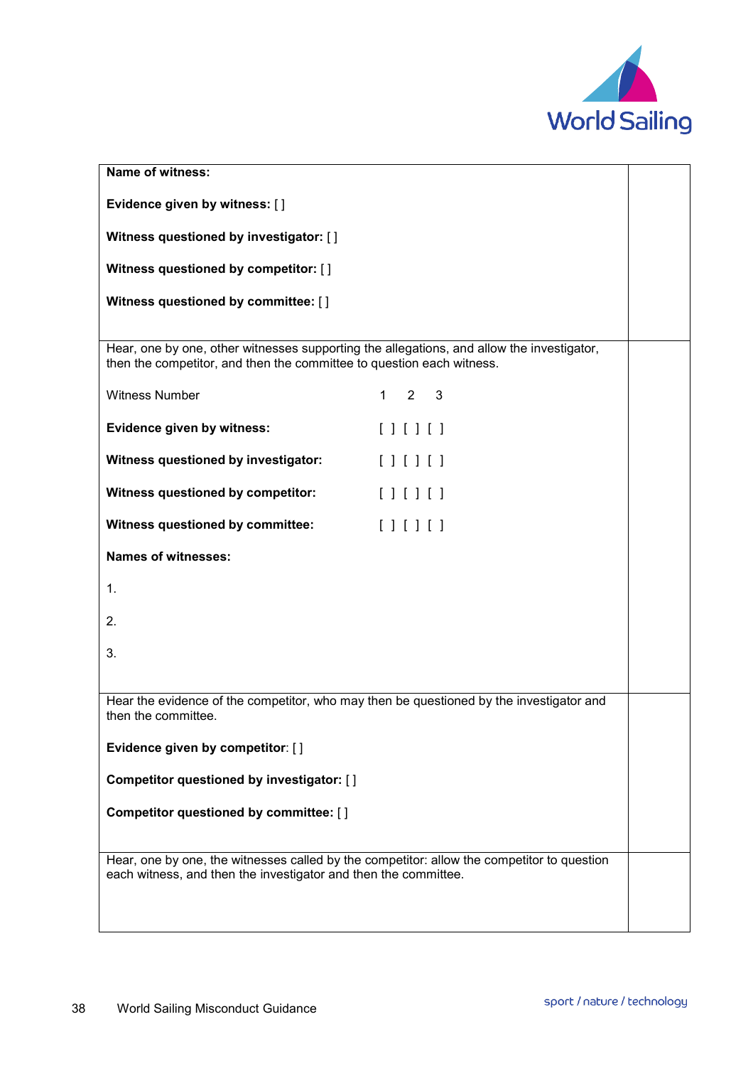| | |
|---|---|
| **Name of witness:**<br><br>**Evidence given by witness:** [ ]<br><br>**Witness questioned by investigator:** [ ]<br><br>**Witness questioned by competitor:** [ ]<br><br>**Witness questioned by committee:** [ ] | |
| Hear, one by one, other witnesses supporting the allegations, and allow the investigator, then the competitor, and then the committee to question each witness.<br><br>Witness Number 1 2 3<br><br>**Evidence given by witness:** [ ] [ ] [ ]<br><br>**Witness questioned by investigator:** [ ] [ ] [ ]<br><br>**Witness questioned by competitor:** [ ] [ ] [ ]<br><br>**Witness questioned by committee:** [ ] [ ] [ ]<br><br>**Names of witnesses:**<br><br>1.<br><br>2.<br><br>3. | |
| Hear the evidence of the competitor, who may then be questioned by the investigator and then the committee.<br><br>**Evidence given by competitor**: [ ]<br><br>**Competitor questioned by investigator:** [ ]<br><br>**Competitor questioned by committee:** [ ] | |
| Hear, one by one, the witnesses called by the competitor: allow the competitor to question each witness, and then the investigator and then the committee. | |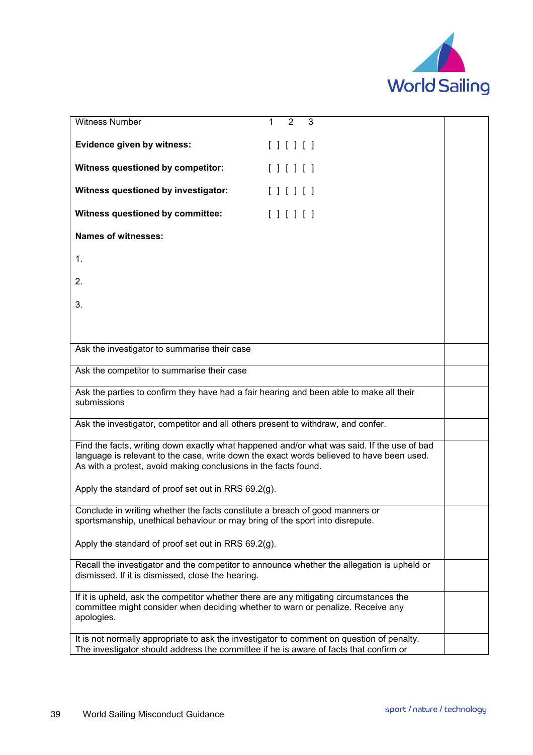| Witness Number 1 2 3<br><br>**Evidence given by witness:** [ ] [ ] [ ]<br><br>**Witness questioned by competitor:** [ ] [ ] [ ]<br><br>**Witness questioned by investigator:** [ ] [ ] [ ]<br><br>**Witness questioned by committee:** [ ] [ ] [ ]<br><br>**Names of witnesses:**<br><br>1.<br><br>2.<br><br>3. | |
|---|---|
| Ask the investigator to summarise their case | |
| Ask the competitor to summarise their case | |
| Ask the parties to confirm they have had a fair hearing and been able to make all their submissions | |
| Ask the investigator, competitor and all others present to withdraw, and confer. | |
| Find the facts, writing down exactly what happened and/or what was said. If the use of bad language is relevant to the case, write down the exact words believed to have been used. As with a protest, avoid making conclusions in the facts found.<br><br>Apply the standard of proof set out in RRS 69.2(g). | |
| Conclude in writing whether the facts constitute a breach of good manners or sportsmanship, unethical behaviour or may bring of the sport into disrepute.<br><br>Apply the standard of proof set out in RRS 69.2(g). | |
| Recall the investigator and the competitor to announce whether the allegation is upheld or dismissed. If it is dismissed, close the hearing. | |
| If it is upheld, ask the competitor whether there are any mitigating circumstances the committee might consider when deciding whether to warn or penalize. Receive any apologies. | |
| It is not normally appropriate to ask the investigator to comment on question of penalty. The investigator should address the committee if he is aware of facts that confirm or | |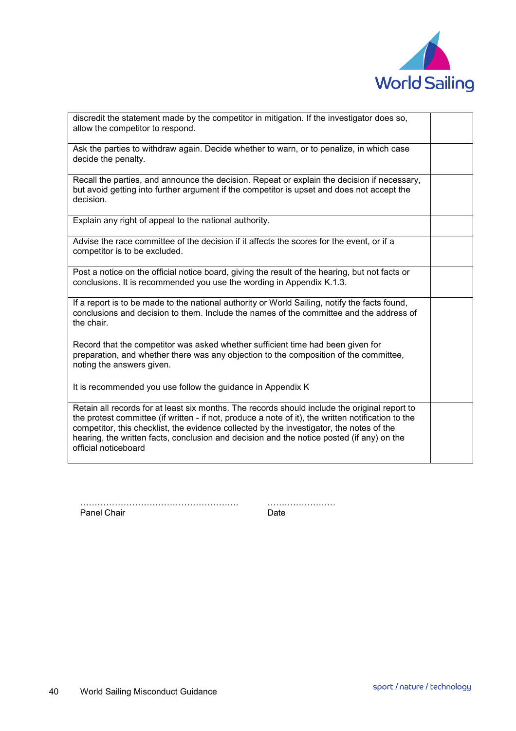| | |
|---|---|
| discredit the statement made by the competitor in mitigation. If the investigator does so, allow the competitor to respond. | |
| Ask the parties to withdraw again. Decide whether to warn, or to penalize, in which case decide the penalty. | |
| Recall the parties, and announce the decision. Repeat or explain the decision if necessary, but avoid getting into further argument if the competitor is upset and does not accept the decision. | |
| Explain any right of appeal to the national authority. | |
| Advise the race committee of the decision if it affects the scores for the event, or if a competitor is to be excluded. | |
| Post a notice on the official notice board, giving the result of the hearing, but not facts or conclusions. It is recommended you use the wording in Appendix K.1.3. | |
| If a report is to be made to the national authority or World Sailing, notify the facts found, conclusions and decision to them. Include the names of the committee and the address of the chair.<br><br>Record that the competitor was asked whether sufficient time had been given for preparation, and whether there was any objection to the composition of the committee, noting the answers given.<br><br>It is recommended you use follow the guidance in Appendix K | |
| Retain all records for at least six months. The records should include the original report to the protest committee (if written - if not, produce a note of it), the written notification to the competitor, this checklist, the evidence collected by the investigator, the notes of the hearing, the written facts, conclusion and decision and the notice posted (if any) on the official noticeboard | |

……………………………………………… ……………………
Panel Chair Date